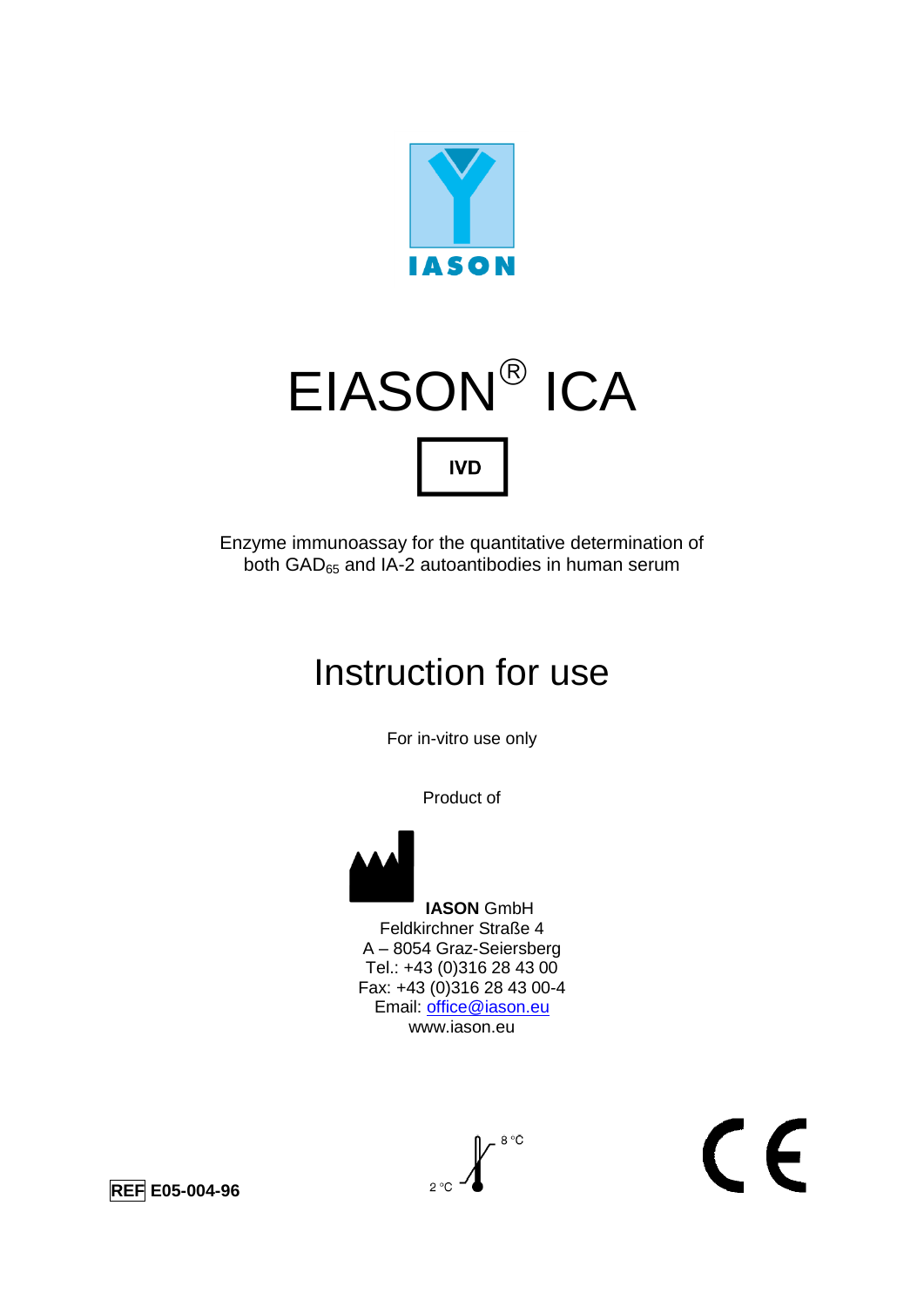IASON

# EIASON® ICA

IVD

Enzyme immunoassay for the quantitative determination of both $GAD_{65}$ and IA-2 autoantibodies in human serum

# Instruction for use

For in-vitro use only

Product of

**IASON** GmbH
Feldkirchner Straße 4
A – 8054 Graz-Seiersberg
Tel.: +43 (0)316 28 43 00
Fax: +43 (0)316 28 43 00-4
Email: office@iason.eu
www.iason.eu

**REF E05-004-96**

2 °C – 8 °C

CE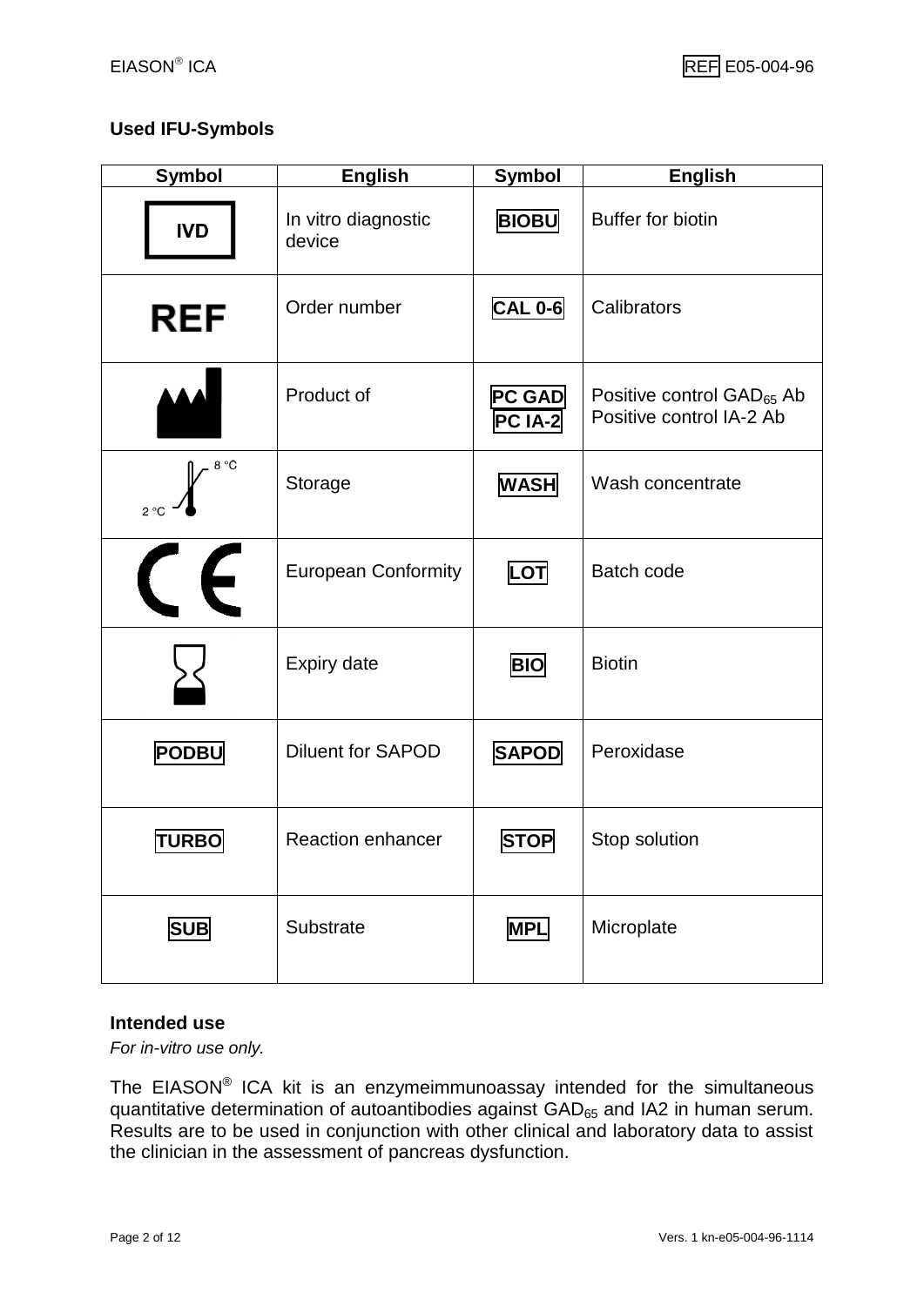## Used IFU-Symbols

| Symbol | English | Symbol | English |
|---|---|---|---|
| IVD | In vitro diagnostic device | BIOBU | Buffer for biotin |
| REF | Order number | CAL 0-6 | Calibrators |
|  | Product of | PC GAD<br>PC IA-2 | Positive control $GAD_{65}$ Ab<br>Positive control IA-2 Ab |
| 2 °C – 8 °C | Storage | WASH | Wash concentrate |
| CE | European Conformity | LOT | Batch code |
|  | Expiry date | BIO | Biotin |
| PODBU | Diluent for SAPOD | SAPOD | Peroxidase |
| TURBO | Reaction enhancer | STOP | Stop solution |
| SUB | Substrate | MPL | Microplate |

## Intended use

*For in-vitro use only.*

The EIASON® ICA kit is an enzymeimmunoassay intended for the simultaneous quantitative determination of autoantibodies against $GAD_{65}$ and IA2 in human serum. Results are to be used in conjunction with other clinical and laboratory data to assist the clinician in the assessment of pancreas dysfunction.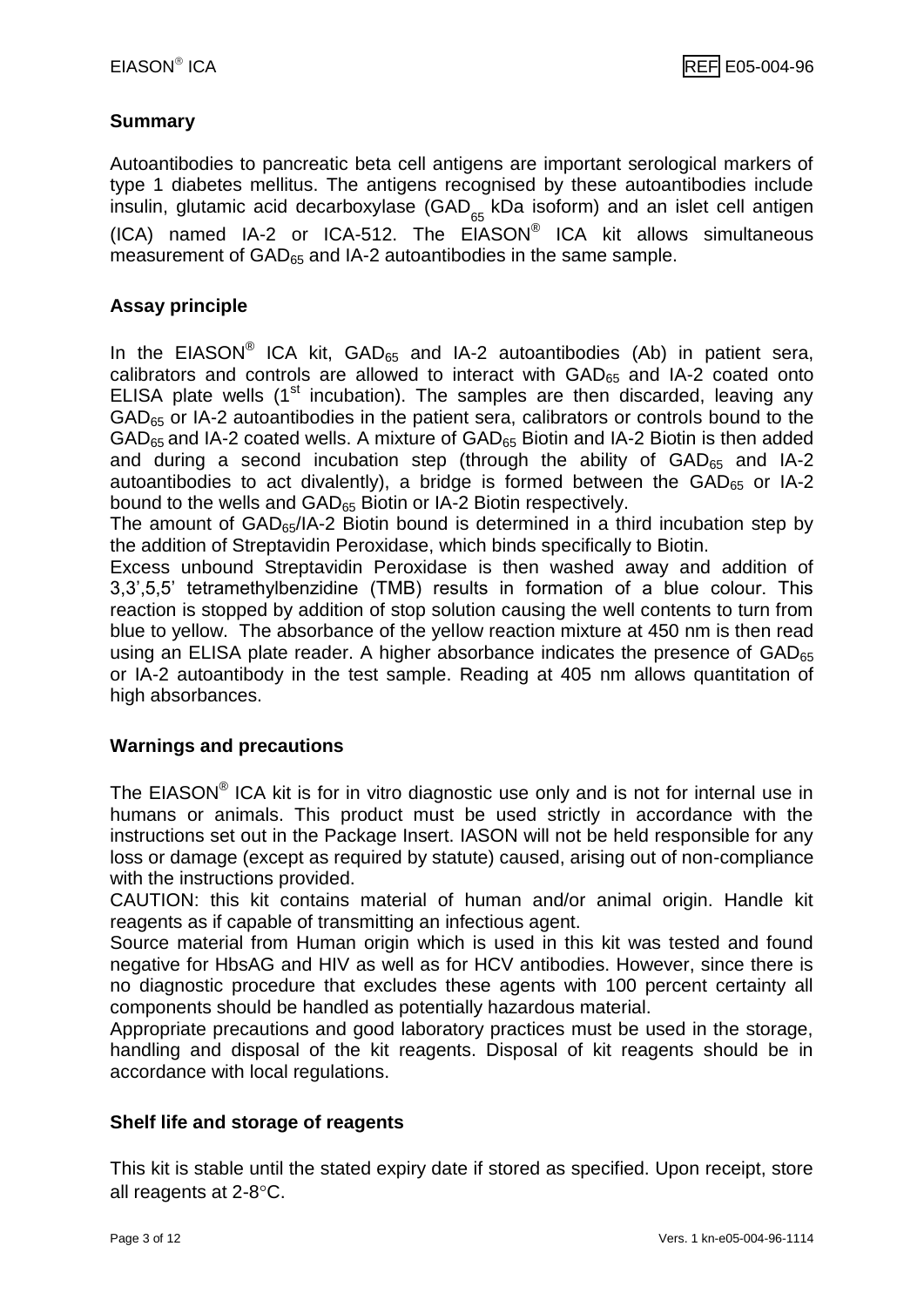## Summary

Autoantibodies to pancreatic beta cell antigens are important serological markers of type 1 diabetes mellitus. The antigens recognised by these autoantibodies include insulin, glutamic acid decarboxylase ($GAD_{65}$ kDa isoform) and an islet cell antigen (ICA) named IA-2 or ICA-512. The EIASON® ICA kit allows simultaneous measurement of $GAD_{65}$ and IA-2 autoantibodies in the same sample.

## Assay principle

In the EIASON® ICA kit, $GAD_{65}$ and IA-2 autoantibodies (Ab) in patient sera, calibrators and controls are allowed to interact with $GAD_{65}$ and IA-2 coated onto ELISA plate wells (1st incubation). The samples are then discarded, leaving any $GAD_{65}$ or IA-2 autoantibodies in the patient sera, calibrators or controls bound to the $GAD_{65}$ and IA-2 coated wells. A mixture of $GAD_{65}$ Biotin and IA-2 Biotin is then added and during a second incubation step (through the ability of $GAD_{65}$ and IA-2 autoantibodies to act divalently), a bridge is formed between the $GAD_{65}$ or IA-2 bound to the wells and $GAD_{65}$ Biotin or IA-2 Biotin respectively.

The amount of $GAD_{65}$/IA-2 Biotin bound is determined in a third incubation step by the addition of Streptavidin Peroxidase, which binds specifically to Biotin.

Excess unbound Streptavidin Peroxidase is then washed away and addition of 3,3',5,5' tetramethylbenzidine (TMB) results in formation of a blue colour. This reaction is stopped by addition of stop solution causing the well contents to turn from blue to yellow. The absorbance of the yellow reaction mixture at 450 nm is then read using an ELISA plate reader. A higher absorbance indicates the presence of $GAD_{65}$ or IA-2 autoantibody in the test sample. Reading at 405 nm allows quantitation of high absorbances.

## Warnings and precautions

The EIASON® ICA kit is for in vitro diagnostic use only and is not for internal use in humans or animals. This product must be used strictly in accordance with the instructions set out in the Package Insert. IASON will not be held responsible for any loss or damage (except as required by statute) caused, arising out of non-compliance with the instructions provided.

CAUTION: this kit contains material of human and/or animal origin. Handle kit reagents as if capable of transmitting an infectious agent.

Source material from Human origin which is used in this kit was tested and found negative for HbsAG and HIV as well as for HCV antibodies. However, since there is no diagnostic procedure that excludes these agents with 100 percent certainty all components should be handled as potentially hazardous material.

Appropriate precautions and good laboratory practices must be used in the storage, handling and disposal of the kit reagents. Disposal of kit reagents should be in accordance with local regulations.

## Shelf life and storage of reagents

This kit is stable until the stated expiry date if stored as specified. Upon receipt, store all reagents at 2-8°C.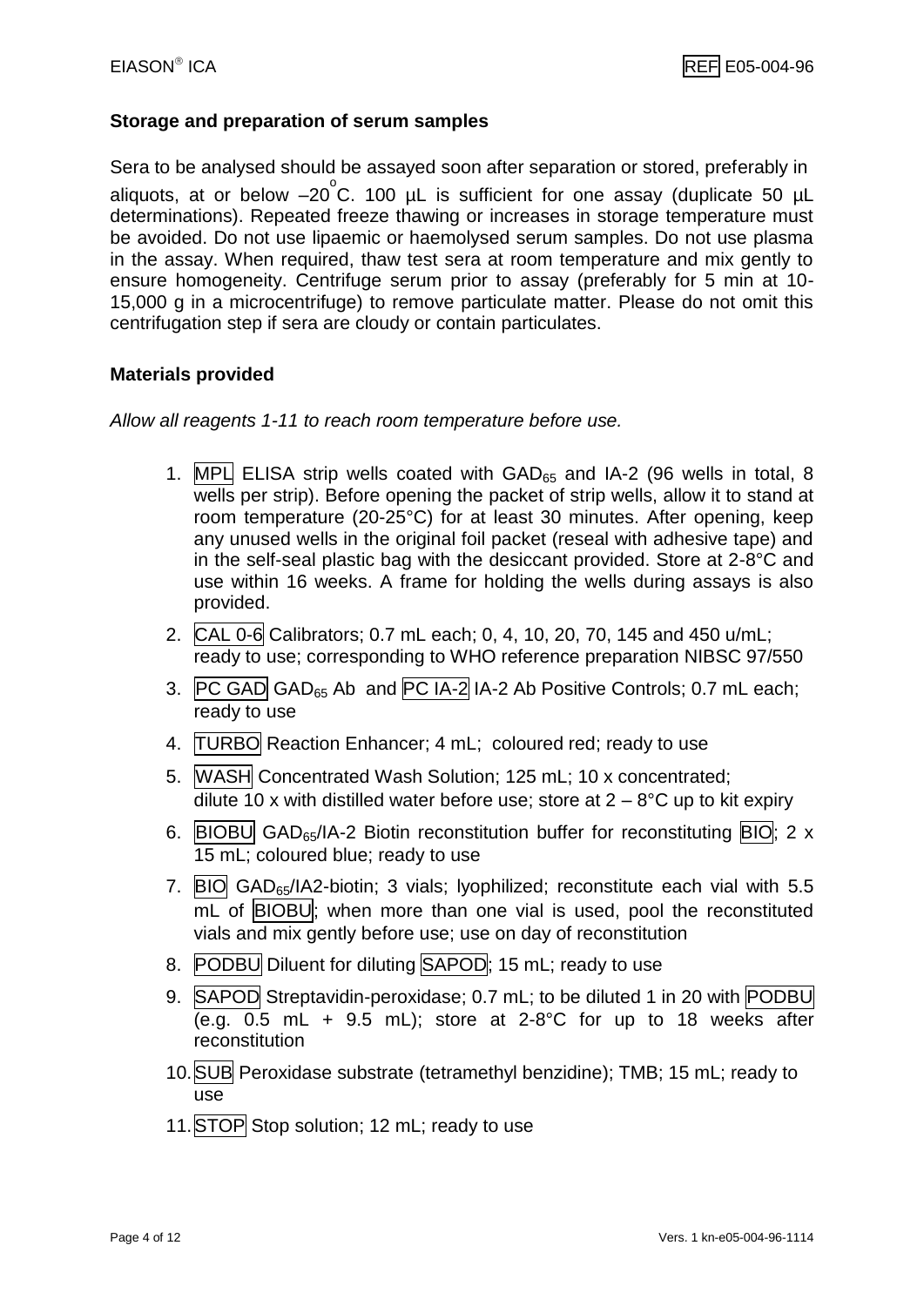## Storage and preparation of serum samples

Sera to be analysed should be assayed soon after separation or stored, preferably in aliquots, at or below –20°C. 100 µL is sufficient for one assay (duplicate 50 µL determinations). Repeated freeze thawing or increases in storage temperature must be avoided. Do not use lipaemic or haemolysed serum samples. Do not use plasma in the assay. When required, thaw test sera at room temperature and mix gently to ensure homogeneity. Centrifuge serum prior to assay (preferably for 5 min at 10-15,000 g in a microcentrifuge) to remove particulate matter. Please do not omit this centrifugation step if sera are cloudy or contain particulates.

## Materials provided

*Allow all reagents 1-11 to reach room temperature before use.*

1. MPL ELISA strip wells coated with $GAD_{65}$ and IA-2 (96 wells in total, 8 wells per strip). Before opening the packet of strip wells, allow it to stand at room temperature (20-25°C) for at least 30 minutes. After opening, keep any unused wells in the original foil packet (reseal with adhesive tape) and in the self-seal plastic bag with the desiccant provided. Store at 2-8°C and use within 16 weeks. A frame for holding the wells during assays is also provided.
2. CAL 0-6 Calibrators; 0.7 mL each; 0, 4, 10, 20, 70, 145 and 450 u/mL; ready to use; corresponding to WHO reference preparation NIBSC 97/550
3. PC GAD $GAD_{65}$ Ab and PC IA-2 IA-2 Ab Positive Controls; 0.7 mL each; ready to use
4. TURBO Reaction Enhancer; 4 mL; coloured red; ready to use
5. WASH Concentrated Wash Solution; 125 mL; 10 x concentrated; dilute 10 x with distilled water before use; store at 2 – 8°C up to kit expiry
6. BIOBU $GAD_{65}$/IA-2 Biotin reconstitution buffer for reconstituting BIO; 2 x 15 mL; coloured blue; ready to use
7. BIO $GAD_{65}$/IA2-biotin; 3 vials; lyophilized; reconstitute each vial with 5.5 mL of BIOBU; when more than one vial is used, pool the reconstituted vials and mix gently before use; use on day of reconstitution
8. PODBU Diluent for diluting SAPOD; 15 mL; ready to use
9. SAPOD Streptavidin-peroxidase; 0.7 mL; to be diluted 1 in 20 with PODBU (e.g. 0.5 mL + 9.5 mL); store at 2-8°C for up to 18 weeks after reconstitution
10. SUB Peroxidase substrate (tetramethyl benzidine); TMB; 15 mL; ready to use
11. STOP Stop solution; 12 mL; ready to use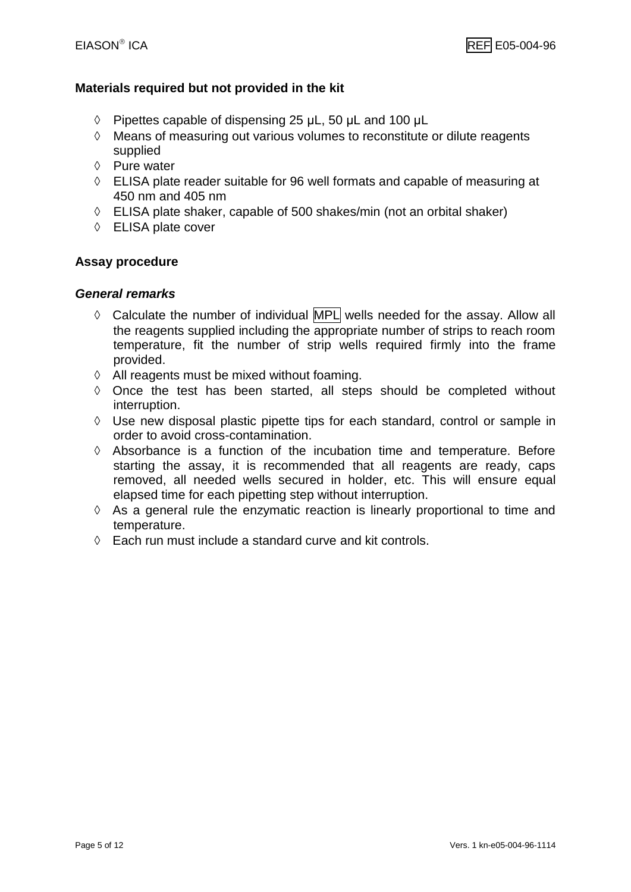## Materials required but not provided in the kit

- ◊ Pipettes capable of dispensing 25 µL, 50 µL and 100 µL
- ◊ Means of measuring out various volumes to reconstitute or dilute reagents supplied
- ◊ Pure water
- ◊ ELISA plate reader suitable for 96 well formats and capable of measuring at 450 nm and 405 nm
- ◊ ELISA plate shaker, capable of 500 shakes/min (not an orbital shaker)
- ◊ ELISA plate cover

## Assay procedure

### *General remarks*

- ◊ Calculate the number of individual MPL wells needed for the assay. Allow all the reagents supplied including the appropriate number of strips to reach room temperature, fit the number of strip wells required firmly into the frame provided.
- ◊ All reagents must be mixed without foaming.
- ◊ Once the test has been started, all steps should be completed without interruption.
- ◊ Use new disposal plastic pipette tips for each standard, control or sample in order to avoid cross-contamination.
- ◊ Absorbance is a function of the incubation time and temperature. Before starting the assay, it is recommended that all reagents are ready, caps removed, all needed wells secured in holder, etc. This will ensure equal elapsed time for each pipetting step without interruption.
- ◊ As a general rule the enzymatic reaction is linearly proportional to time and temperature.
- ◊ Each run must include a standard curve and kit controls.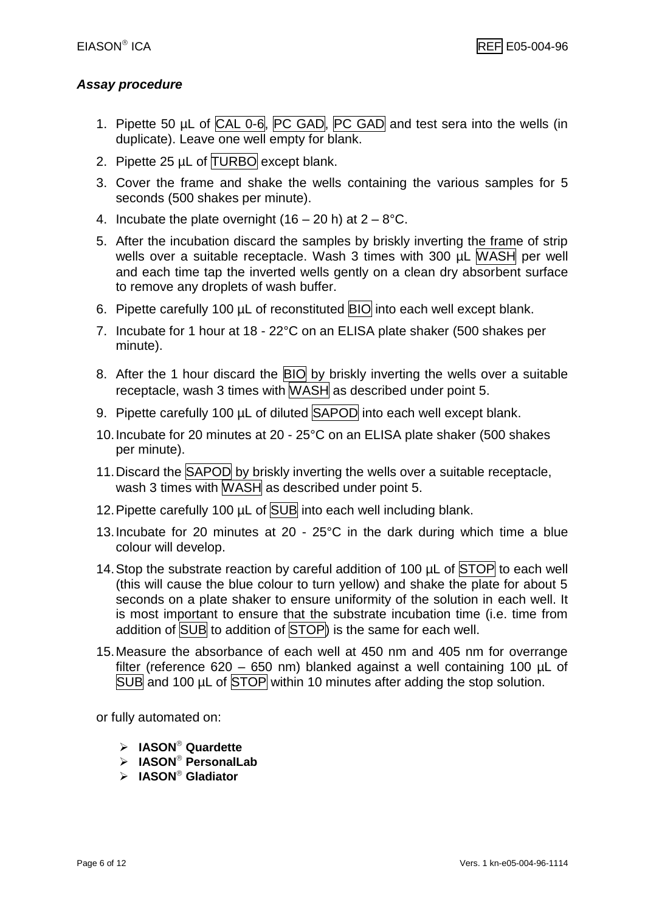### *Assay procedure*

1. Pipette 50 µL of CAL 0-6, PC GAD, PC GAD and test sera into the wells (in duplicate). Leave one well empty for blank.
2. Pipette 25 µL of TURBO except blank.
3. Cover the frame and shake the wells containing the various samples for 5 seconds (500 shakes per minute).
4. Incubate the plate overnight (16 – 20 h) at 2 – 8°C.
5. After the incubation discard the samples by briskly inverting the frame of strip wells over a suitable receptacle. Wash 3 times with 300 µL WASH per well and each time tap the inverted wells gently on a clean dry absorbent surface to remove any droplets of wash buffer.
6. Pipette carefully 100 µL of reconstituted BIO into each well except blank.
7. Incubate for 1 hour at 18 - 22°C on an ELISA plate shaker (500 shakes per minute).
8. After the 1 hour discard the BIO by briskly inverting the wells over a suitable receptacle, wash 3 times with WASH as described under point 5.
9. Pipette carefully 100 µL of diluted SAPOD into each well except blank.
10. Incubate for 20 minutes at 20 - 25°C on an ELISA plate shaker (500 shakes per minute).
11. Discard the SAPOD by briskly inverting the wells over a suitable receptacle, wash 3 times with WASH as described under point 5.
12. Pipette carefully 100 µL of SUB into each well including blank.
13. Incubate for 20 minutes at 20 - 25°C in the dark during which time a blue colour will develop.
14. Stop the substrate reaction by careful addition of 100 µL of STOP to each well (this will cause the blue colour to turn yellow) and shake the plate for about 5 seconds on a plate shaker to ensure uniformity of the solution in each well. It is most important to ensure that the substrate incubation time (i.e. time from addition of SUB to addition of STOP) is the same for each well.
15. Measure the absorbance of each well at 450 nm and 405 nm for overrange filter (reference 620 – 650 nm) blanked against a well containing 100 µL of SUB and 100 µL of STOP within 10 minutes after adding the stop solution.

or fully automated on:

- **IASON® Quardette**
- **IASON® PersonalLab**
- **IASON® Gladiator**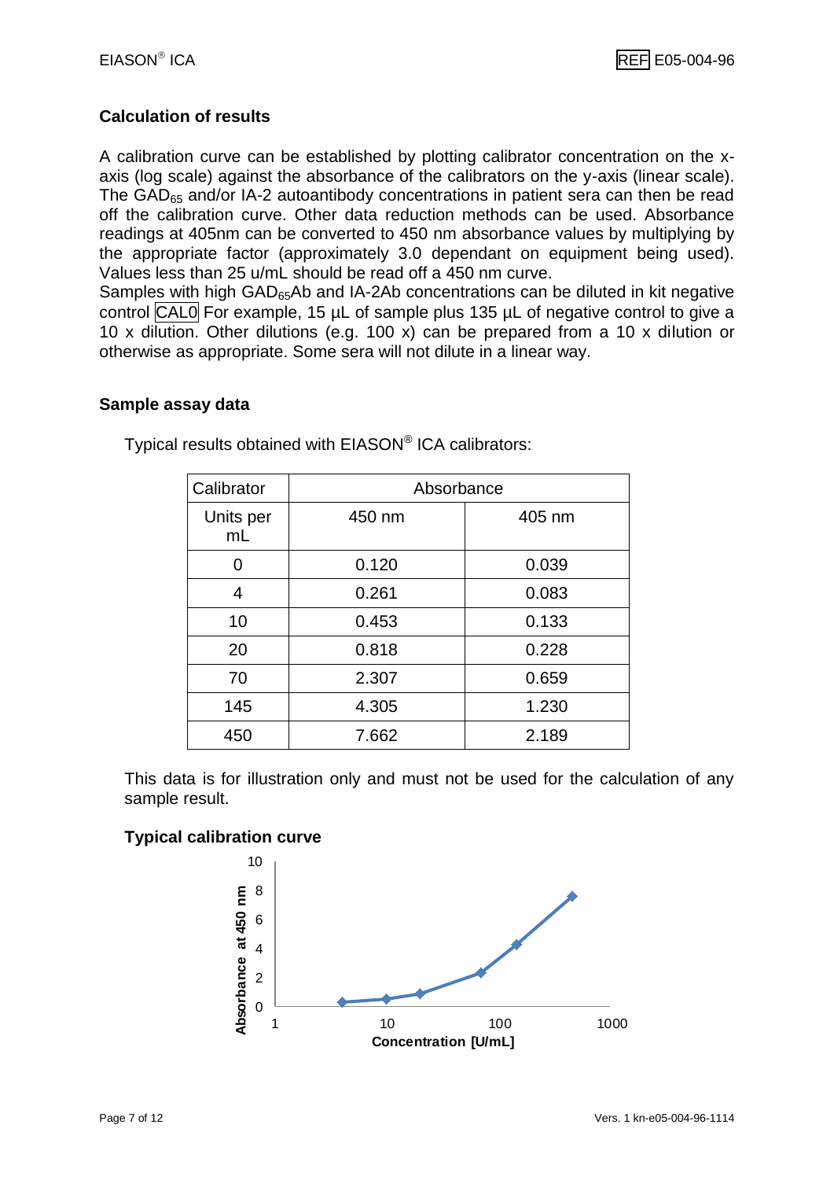## Calculation of results

A calibration curve can be established by plotting calibrator concentration on the x-axis (log scale) against the absorbance of the calibrators on the y-axis (linear scale). The $GAD_{65}$ and/or IA-2 autoantibody concentrations in patient sera can then be read off the calibration curve. Other data reduction methods can be used. Absorbance readings at 405nm can be converted to 450 nm absorbance values by multiplying by the appropriate factor (approximately 3.0 dependant on equipment being used). Values less than 25 u/mL should be read off a 450 nm curve.

Samples with high $GAD_{65}$Ab and IA-2Ab concentrations can be diluted in kit negative control CAL0 For example, 15 µL of sample plus 135 µL of negative control to give a 10 x dilution. Other dilutions (e.g. 100 x) can be prepared from a 10 x dilution or otherwise as appropriate. Some sera will not dilute in a linear way.

## Sample assay data

Typical results obtained with EIASON® ICA calibrators:

| Calibrator | Absorbance | |
|---|---|---|
| Units per mL | 450 nm | 405 nm |
| 0 | 0.120 | 0.039 |
| 4 | 0.261 | 0.083 |
| 10 | 0.453 | 0.133 |
| 20 | 0.818 | 0.228 |
| 70 | 2.307 | 0.659 |
| 145 | 4.305 | 1.230 |
| 450 | 7.662 | 2.189 |

This data is for illustration only and must not be used for the calculation of any sample result.

### Typical calibration curve

Absorbance at 450 nm (y-axis: 0–10) versus Concentration [U/mL] (x-axis, log scale: 1–1000)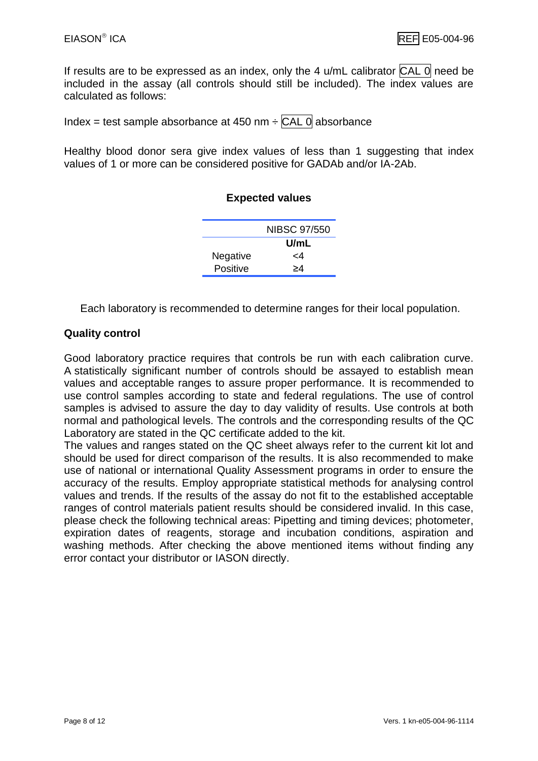If results are to be expressed as an index, only the 4 u/mL calibrator CAL 0 need be included in the assay (all controls should still be included). The index values are calculated as follows:

Index = test sample absorbance at 450 nm ÷ CAL 0 absorbance

Healthy blood donor sera give index values of less than 1 suggesting that index values of 1 or more can be considered positive for GADAb and/or IA-2Ab.

### Expected values

| | NIBSC 97/550 |
|---|---|
| | **U/mL** |
| Negative | <4 |
| Positive | ≥4 |

Each laboratory is recommended to determine ranges for their local population.

### Quality control

Good laboratory practice requires that controls be run with each calibration curve. A statistically significant number of controls should be assayed to establish mean values and acceptable ranges to assure proper performance. It is recommended to use control samples according to state and federal regulations. The use of control samples is advised to assure the day to day validity of results. Use controls at both normal and pathological levels. The controls and the corresponding results of the QC Laboratory are stated in the QC certificate added to the kit.
The values and ranges stated on the QC sheet always refer to the current kit lot and should be used for direct comparison of the results. It is also recommended to make use of national or international Quality Assessment programs in order to ensure the accuracy of the results. Employ appropriate statistical methods for analysing control values and trends. If the results of the assay do not fit to the established acceptable ranges of control materials patient results should be considered invalid. In this case, please check the following technical areas: Pipetting and timing devices; photometer, expiration dates of reagents, storage and incubation conditions, aspiration and washing methods. After checking the above mentioned items without finding any error contact your distributor or IASON directly.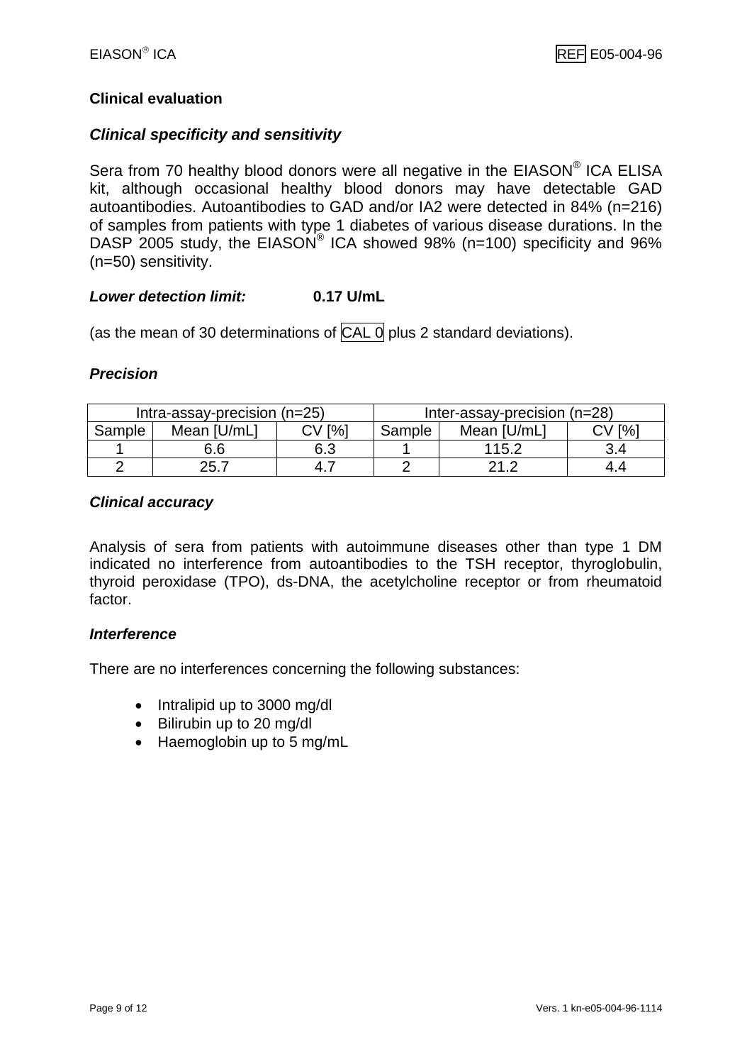## Clinical evaluation

### *Clinical specificity and sensitivity*

Sera from 70 healthy blood donors were all negative in the EIASON® ICA ELISA kit, although occasional healthy blood donors may have detectable GAD autoantibodies. Autoantibodies to GAD and/or IA2 were detected in 84% (n=216) of samples from patients with type 1 diabetes of various disease durations. In the DASP 2005 study, the EIASON® ICA showed 98% (n=100) specificity and 96% (n=50) sensitivity.

***Lower detection limit:*** **0.17 U/mL**

(as the mean of 30 determinations of CAL 0 plus 2 standard deviations).

### *Precision*

| Intra-assay-precision (n=25) | | | Inter-assay-precision (n=28) | | |
|---|---|---|---|---|---|
| Sample | Mean [U/mL] | CV [%] | Sample | Mean [U/mL] | CV [%] |
| 1 | 6.6 | 6.3 | 1 | 115.2 | 3.4 |
| 2 | 25.7 | 4.7 | 2 | 21.2 | 4.4 |

### *Clinical accuracy*

Analysis of sera from patients with autoimmune diseases other than type 1 DM indicated no interference from autoantibodies to the TSH receptor, thyroglobulin, thyroid peroxidase (TPO), ds-DNA, the acetylcholine receptor or from rheumatoid factor.

### *Interference*

There are no interferences concerning the following substances:

- Intralipid up to 3000 mg/dl
- Bilirubin up to 20 mg/dl
- Haemoglobin up to 5 mg/mL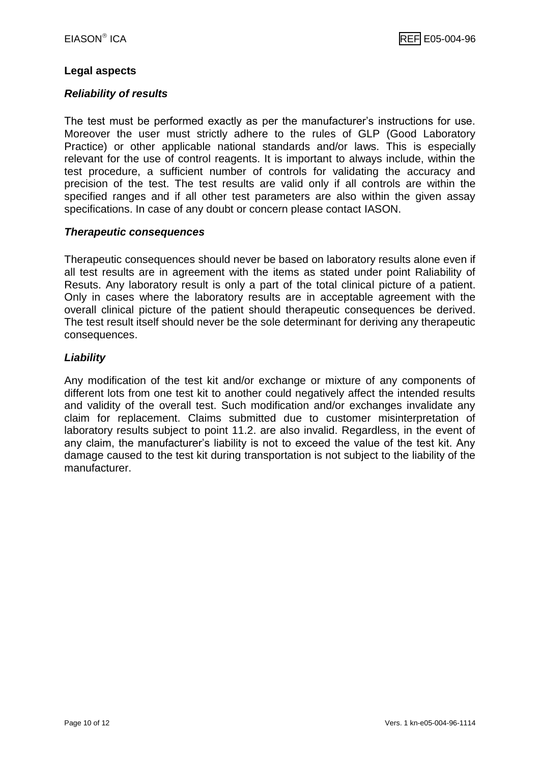## Legal aspects

### *Reliability of results*

The test must be performed exactly as per the manufacturer's instructions for use. Moreover the user must strictly adhere to the rules of GLP (Good Laboratory Practice) or other applicable national standards and/or laws. This is especially relevant for the use of control reagents. It is important to always include, within the test procedure, a sufficient number of controls for validating the accuracy and precision of the test. The test results are valid only if all controls are within the specified ranges and if all other test parameters are also within the given assay specifications. In case of any doubt or concern please contact IASON.

### *Therapeutic consequences*

Therapeutic consequences should never be based on laboratory results alone even if all test results are in agreement with the items as stated under point Raliability of Resuts. Any laboratory result is only a part of the total clinical picture of a patient. Only in cases where the laboratory results are in acceptable agreement with the overall clinical picture of the patient should therapeutic consequences be derived. The test result itself should never be the sole determinant for deriving any therapeutic consequences.

### *Liability*

Any modification of the test kit and/or exchange or mixture of any components of different lots from one test kit to another could negatively affect the intended results and validity of the overall test. Such modification and/or exchanges invalidate any claim for replacement. Claims submitted due to customer misinterpretation of laboratory results subject to point 11.2. are also invalid. Regardless, in the event of any claim, the manufacturer's liability is not to exceed the value of the test kit. Any damage caused to the test kit during transportation is not subject to the liability of the manufacturer.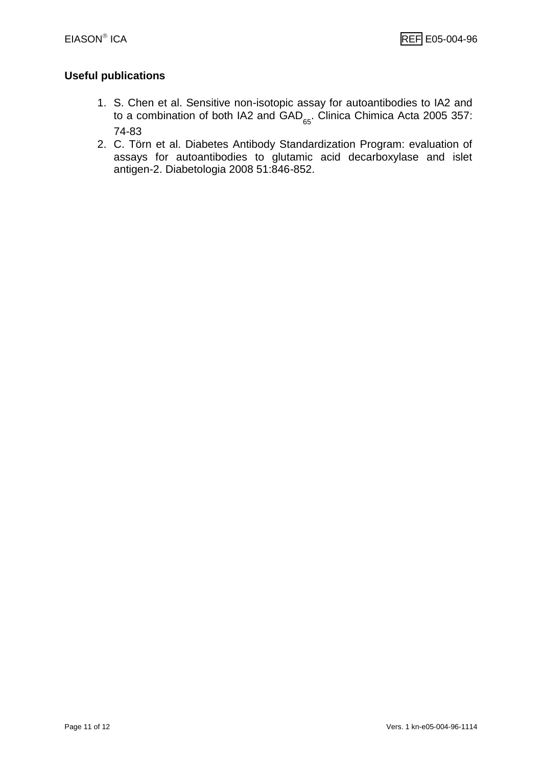## Useful publications

1. S. Chen et al. Sensitive non-isotopic assay for autoantibodies to IA2 and to a combination of both IA2 and $GAD_{65}$. Clinica Chimica Acta 2005 357: 74-83
2. C. Törn et al. Diabetes Antibody Standardization Program: evaluation of assays for autoantibodies to glutamic acid decarboxylase and islet antigen-2. Diabetologia 2008 51:846-852.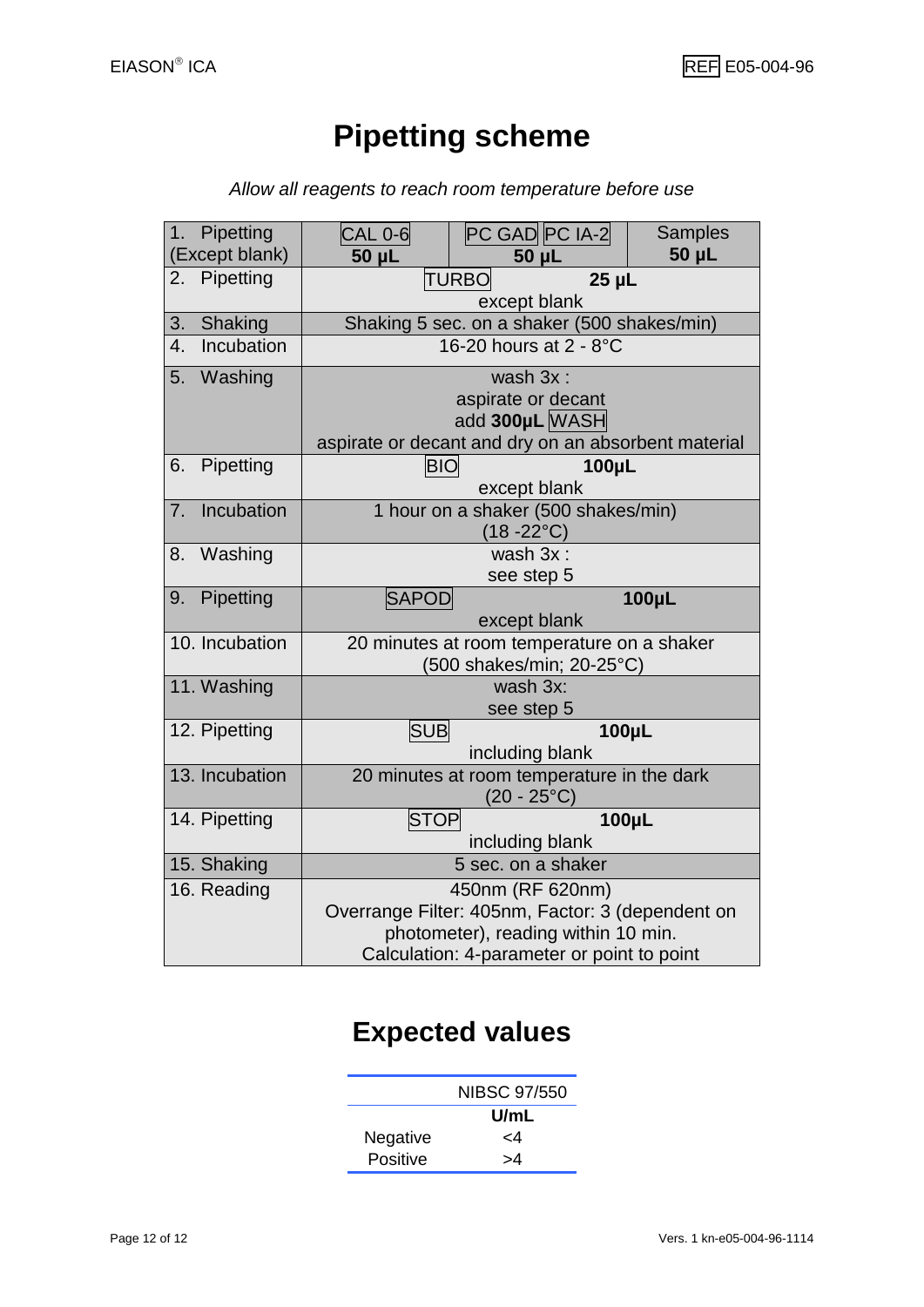# Pipetting scheme

*Allow all reagents to reach room temperature before use*

| | | | |
|---|---|---|---|
| 1. Pipetting (Except blank) | CAL 0-6 **50 µL** | PC GAD PC IA-2 **50 µL** | Samples **50 µL** |
| 2. Pipetting | TURBO **25 µL** except blank | | |
| 3. Shaking | Shaking 5 sec. on a shaker (500 shakes/min) | | |
| 4. Incubation | 16-20 hours at 2 - 8°C | | |
| 5. Washing | wash 3x : aspirate or decant add **300µL** WASH aspirate or decant and dry on an absorbent material | | |
| 6. Pipetting | BIO **100µL** except blank | | |
| 7. Incubation | 1 hour on a shaker (500 shakes/min) (18 -22°C) | | |
| 8. Washing | wash 3x : see step 5 | | |
| 9. Pipetting | SAPOD **100µL** except blank | | |
| 10. Incubation | 20 minutes at room temperature on a shaker (500 shakes/min; 20-25°C) | | |
| 11. Washing | wash 3x: see step 5 | | |
| 12. Pipetting | SUB **100µL** including blank | | |
| 13. Incubation | 20 minutes at room temperature in the dark (20 - 25°C) | | |
| 14. Pipetting | STOP **100µL** including blank | | |
| 15. Shaking | 5 sec. on a shaker | | |
| 16. Reading | 450nm (RF 620nm) Overrange Filter: 405nm, Factor: 3 (dependent on photometer), reading within 10 min. Calculation: 4-parameter or point to point | | |

# Expected values

| | NIBSC 97/550 |
|---|---|
| | **U/mL** |
| Negative | <4 |
| Positive | >4 |